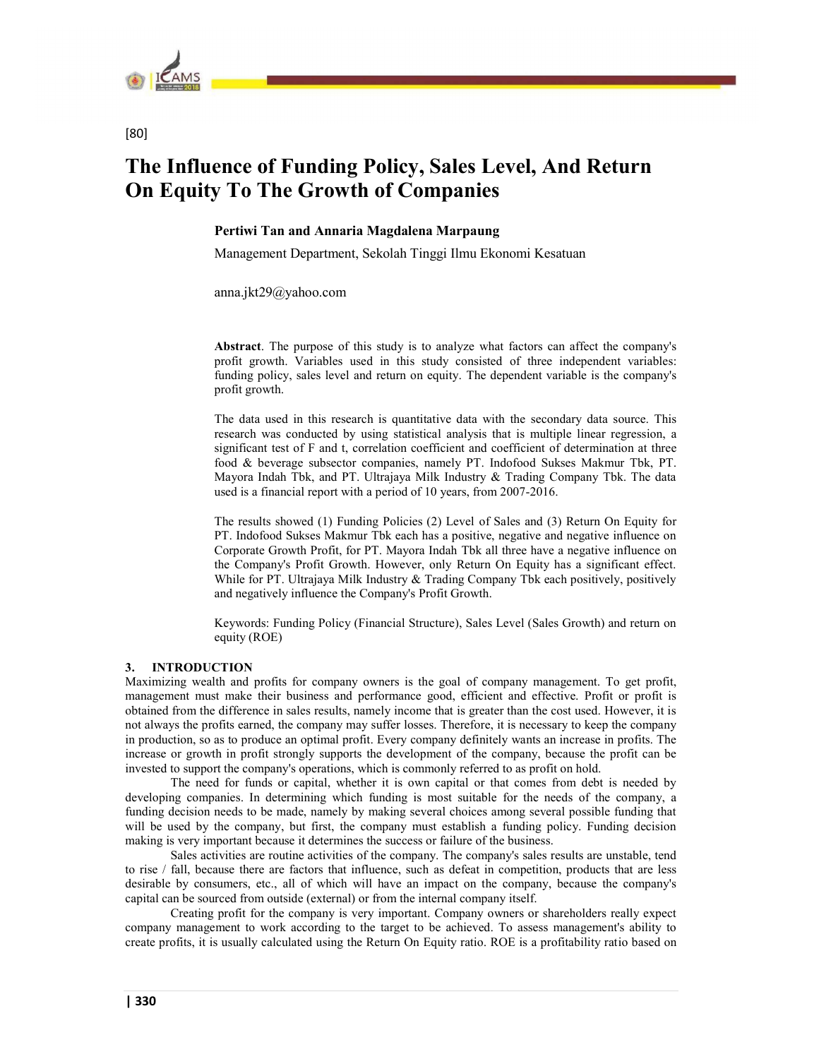[80]

# The Influence of Funding Policy, Sales Level, And Return On Equity To The Growth of Companies

**Pertiwi Tan and Annaria Magdalena Marpaung**

Management Department, Sekolah Tinggi Ilmu Ekonomi Kesatuan

anna.jkt29@yahoo.com

**Abstract**. The purpose of this study is to analyze what factors can affect the company's profit growth. Variables used in this study consisted of three independent variables: funding policy, sales level and return on equity. The dependent variable is the company's profit growth.

The data used in this research is quantitative data with the secondary data source. This research was conducted by using statistical analysis that is multiple linear regression, a significant test of F and t, correlation coefficient and coefficient of determination at three food & beverage subsector companies, namely PT. Indofood Sukses Makmur Tbk, PT. Mayora Indah Tbk, and PT. Ultrajaya Milk Industry & Trading Company Tbk. The data used is a financial report with a period of 10 years, from 2007-2016.

The results showed (1) Funding Policies (2) Level of Sales and (3) Return On Equity for PT. Indofood Sukses Makmur Tbk each has a positive, negative and negative influence on Corporate Growth Profit, for PT. Mayora Indah Tbk all three have a negative influence on the Company's Profit Growth. However, only Return On Equity has a significant effect. While for PT. Ultrajaya Milk Industry & Trading Company Tbk each positively, positively and negatively influence the Company's Profit Growth.

Keywords: Funding Policy (Financial Structure), Sales Level (Sales Growth) and return on equity (ROE)

## 3. INTRODUCTION

Maximizing wealth and profits for company owners is the goal of company management. To get profit, management must make their business and performance good, efficient and effective. Profit or profit is obtained from the difference in sales results, namely income that is greater than the cost used. However, it is not always the profits earned, the company may suffer losses. Therefore, it is necessary to keep the company in production, so as to produce an optimal profit. Every company definitely wants an increase in profits. The increase or growth in profit strongly supports the development of the company, because the profit can be invested to support the company's operations, which is commonly referred to as profit on hold.

The need for funds or capital, whether it is own capital or that comes from debt is needed by developing companies. In determining which funding is most suitable for the needs of the company, a funding decision needs to be made, namely by making several choices among several possible funding that will be used by the company, but first, the company must establish a funding policy. Funding decision making is very important because it determines the success or failure of the business.

Sales activities are routine activities of the company. The company's sales results are unstable, tend to rise / fall, because there are factors that influence, such as defeat in competition, products that are less desirable by consumers, etc., all of which will have an impact on the company, because the company's capital can be sourced from outside (external) or from the internal company itself.

Creating profit for the company is very important. Company owners or shareholders really expect company management to work according to the target to be achieved. To assess management's ability to create profits, it is usually calculated using the Return On Equity ratio. ROE is a profitability ratio based on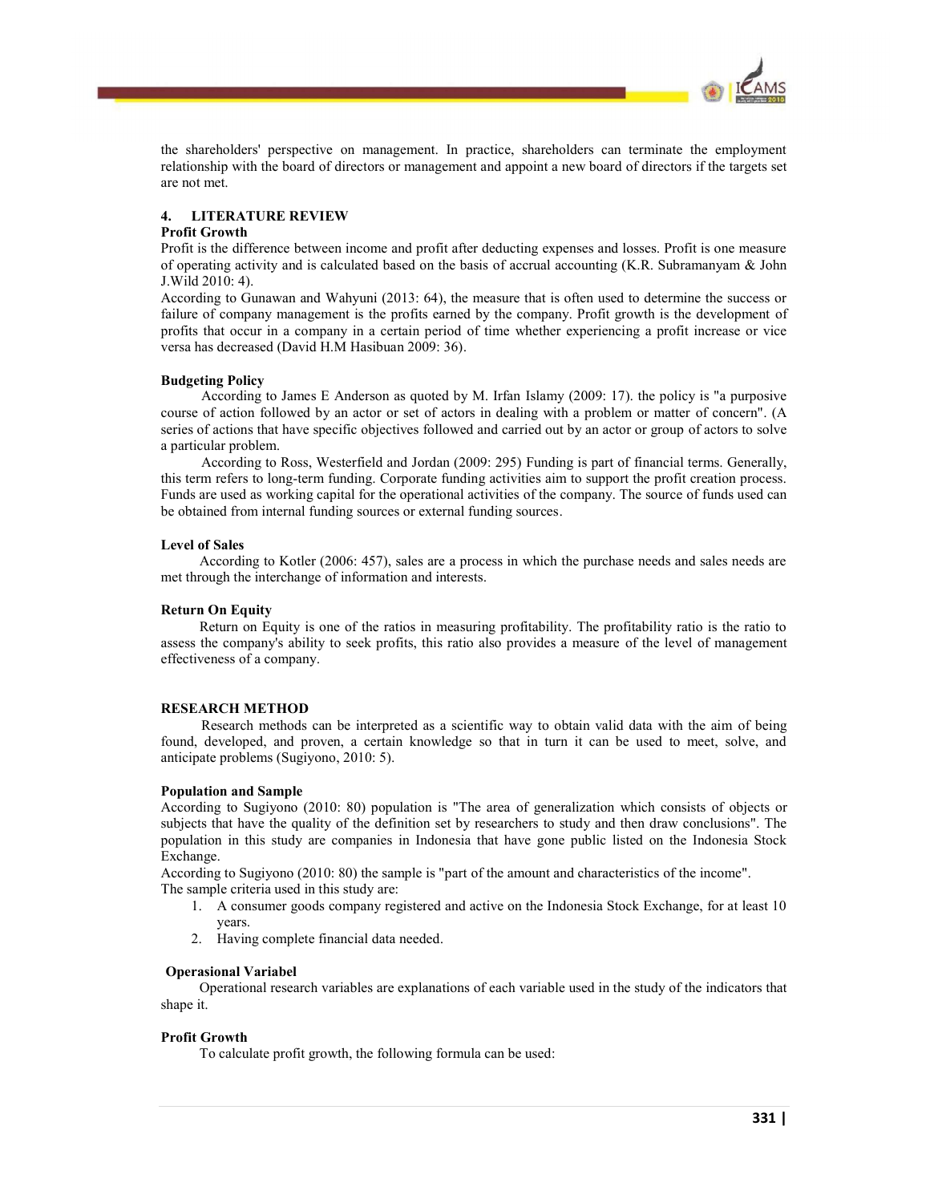the shareholders' perspective on management. In practice, shareholders can terminate the employment relationship with the board of directors or management and appoint a new board of directors if the targets set are not met.

## 4. LITERATURE REVIEW

### Profit Growth

Profit is the difference between income and profit after deducting expenses and losses. Profit is one measure of operating activity and is calculated based on the basis of accrual accounting (K.R. Subramanyam & John J.Wild 2010: 4).

According to Gunawan and Wahyuni (2013: 64), the measure that is often used to determine the success or failure of company management is the profits earned by the company. Profit growth is the development of profits that occur in a company in a certain period of time whether experiencing a profit increase or vice versa has decreased (David H.M Hasibuan 2009: 36).

### Budgeting Policy

According to James E Anderson as quoted by M. Irfan Islamy (2009: 17). the policy is "a purposive course of action followed by an actor or set of actors in dealing with a problem or matter of concern". (A series of actions that have specific objectives followed and carried out by an actor or group of actors to solve a particular problem.

According to Ross, Westerfield and Jordan (2009: 295) Funding is part of financial terms. Generally, this term refers to long-term funding. Corporate funding activities aim to support the profit creation process. Funds are used as working capital for the operational activities of the company. The source of funds used can be obtained from internal funding sources or external funding sources.

### Level of Sales

According to Kotler (2006: 457), sales are a process in which the purchase needs and sales needs are met through the interchange of information and interests.

### Return On Equity

Return on Equity is one of the ratios in measuring profitability. The profitability ratio is the ratio to assess the company's ability to seek profits, this ratio also provides a measure of the level of management effectiveness of a company.

## RESEARCH METHOD

Research methods can be interpreted as a scientific way to obtain valid data with the aim of being found, developed, and proven, a certain knowledge so that in turn it can be used to meet, solve, and anticipate problems (Sugiyono, 2010: 5).

### Population and Sample

According to Sugiyono (2010: 80) population is "The area of generalization which consists of objects or subjects that have the quality of the definition set by researchers to study and then draw conclusions". The population in this study are companies in Indonesia that have gone public listed on the Indonesia Stock Exchange.

According to Sugiyono (2010: 80) the sample is "part of the amount and characteristics of the income".

The sample criteria used in this study are:

1. A consumer goods company registered and active on the Indonesia Stock Exchange, for at least 10 years.
2. Having complete financial data needed.

### Operasional Variabel

Operational research variables are explanations of each variable used in the study of the indicators that shape it.

### Profit Growth

To calculate profit growth, the following formula can be used: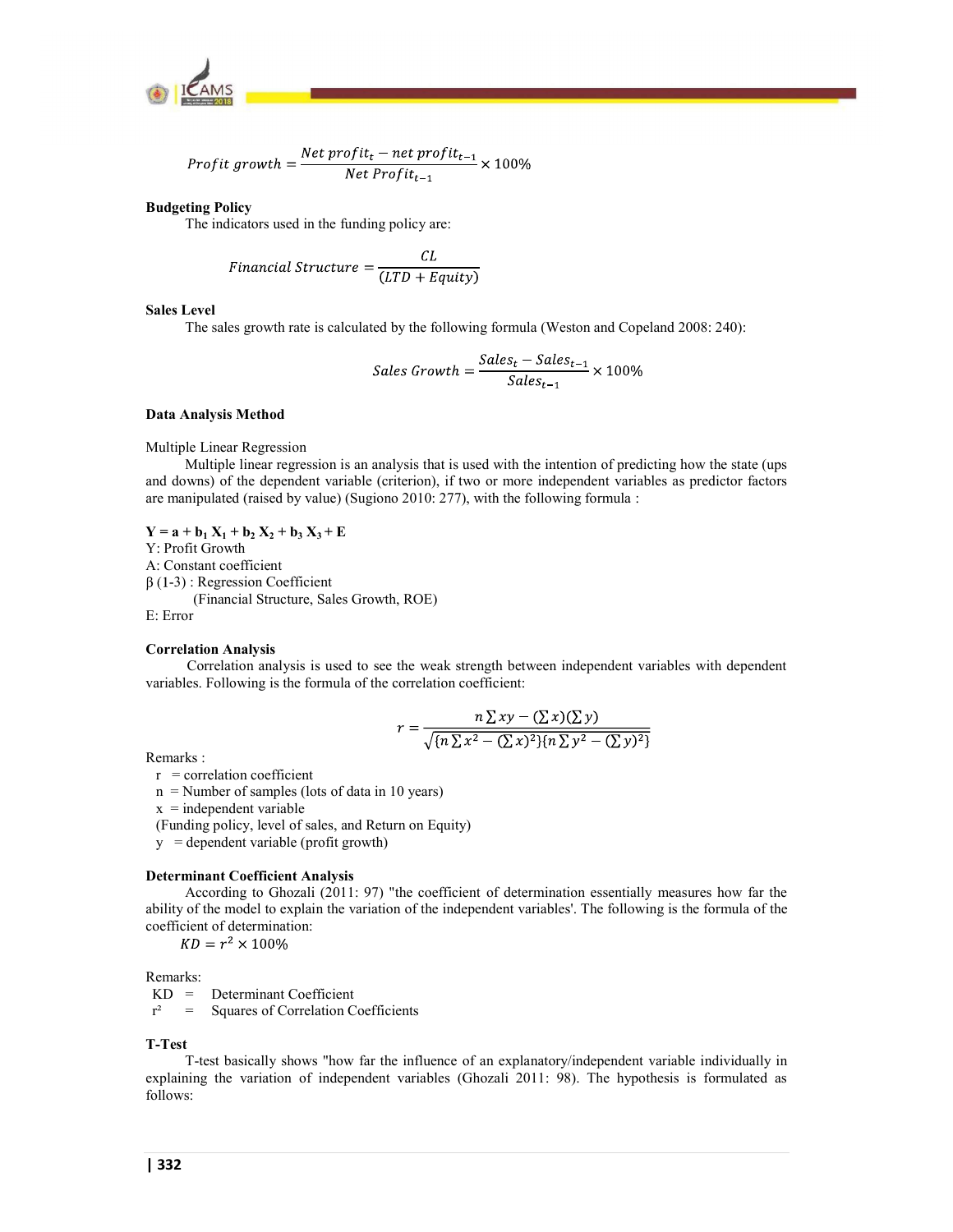$$Profit\ growth = \frac{Net\ profit_t - net\ profit_{t-1}}{Net\ Profit_{t-1}} \times 100\%$$

**Budgeting Policy**

The indicators used in the funding policy are:

$$Financial\ Structure = \frac{CL}{(LTD + Equity)}$$

**Sales Level**

The sales growth rate is calculated by the following formula (Weston and Copeland 2008: 240):

$$Sales\ Growth = \frac{Sales_t - Sales_{t-1}}{Sales_{t-1}} \times 100\%$$

**Data Analysis Method**

Multiple Linear Regression

Multiple linear regression is an analysis that is used with the intention of predicting how the state (ups and downs) of the dependent variable (criterion), if two or more independent variables as predictor factors are manipulated (raised by value) (Sugiono 2010: 277), with the following formula :

$\mathbf{Y = a + b_1 X_1 + b_2 X_2 + b_3 X_3 + E}$

Y: Profit Growth

A: Constant coefficient

β (1-3) : Regression Coefficient

(Financial Structure, Sales Growth, ROE)

E: Error

**Correlation Analysis**

Correlation analysis is used to see the weak strength between independent variables with dependent variables. Following is the formula of the correlation coefficient:

$$r = \frac{n\sum xy - (\sum x)(\sum y)}{\sqrt{\{n\sum x^2 - (\sum x)^2\}\{n\sum y^2 - (\sum y)^2\}}}$$

Remarks :

r = correlation coefficient

n = Number of samples (lots of data in 10 years)

x = independent variable

(Funding policy, level of sales, and Return on Equity)

y = dependent variable (profit growth)

**Determinant Coefficient Analysis**

According to Ghozali (2011: 97) "the coefficient of determination essentially measures how far the ability of the model to explain the variation of the independent variables'. The following is the formula of the coefficient of determination:

$$KD = r^2 \times 100\%$$

Remarks:

KD = Determinant Coefficient

$r^2$ = Squares of Correlation Coefficients

**T-Test**

T-test basically shows "how far the influence of an explanatory/independent variable individually in explaining the variation of independent variables (Ghozali 2011: 98). The hypothesis is formulated as follows: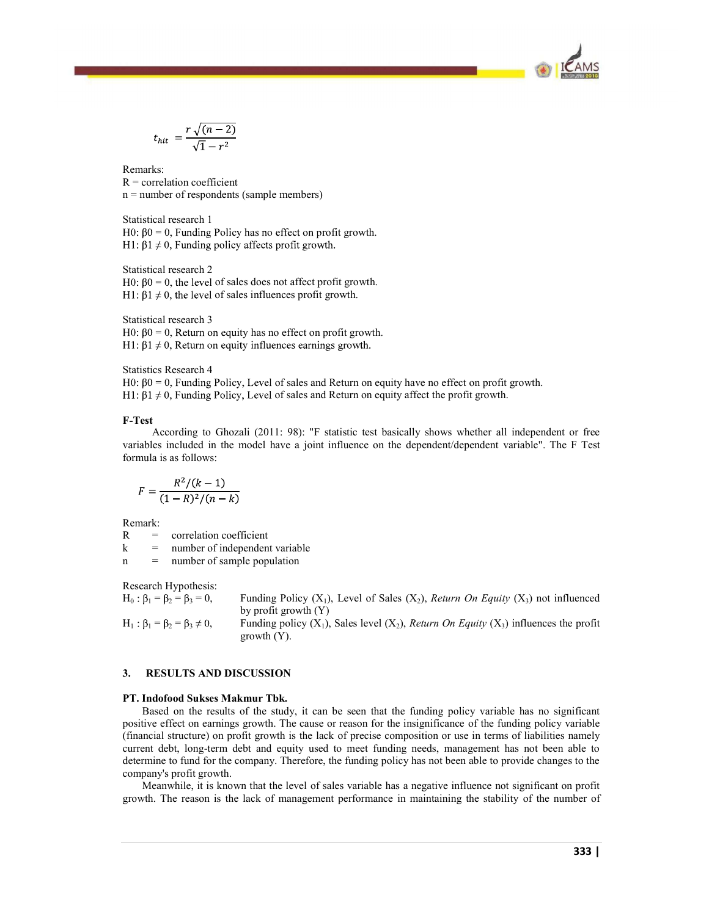$$t_{hit} = \frac{r\sqrt{(n-2)}}{\sqrt{1-r^2}}$$

Remarks:
R = correlation coefficient
n = number of respondents (sample members)

Statistical research 1
H0: β0 = 0, Funding Policy has no effect on profit growth.
H1: β1 ≠ 0, Funding policy affects profit growth.

Statistical research 2
H0: β0 = 0, the level of sales does not affect profit growth.
H1: β1 ≠ 0, the level of sales influences profit growth.

Statistical research 3
H0: β0 = 0, Return on equity has no effect on profit growth.
H1: β1 ≠ 0, Return on equity influences earnings growth.

Statistics Research 4
H0: β0 = 0, Funding Policy, Level of sales and Return on equity have no effect on profit growth.
H1: β1 ≠ 0, Funding Policy, Level of sales and Return on equity affect the profit growth.

**F-Test**

According to Ghozali (2011: 98): "F statistic test basically shows whether all independent or free variables included in the model have a joint influence on the dependent/dependent variable". The F Test formula is as follows:

$$F = \frac{R^2/(k-1)}{(1-R)^2/(n-k)}$$

Remark:
R = correlation coefficient
k = number of independent variable
n = number of sample population

Research Hypothesis:
$H_0 : \beta_1 = \beta_2 = \beta_3 = 0$, Funding Policy ($X_1$), Level of Sales ($X_2$), *Return On Equity* ($X_3$) not influenced by profit growth (Y)
$H_1 : \beta_1 = \beta_2 = \beta_3 \neq 0$, Funding policy ($X_1$), Sales level ($X_2$), *Return On Equity* ($X_3$) influences the profit growth (Y).

## 3. RESULTS AND DISCUSSION

**PT. Indofood Sukses Makmur Tbk.**

Based on the results of the study, it can be seen that the funding policy variable has no significant positive effect on earnings growth. The cause or reason for the insignificance of the funding policy variable (financial structure) on profit growth is the lack of precise composition or use in terms of liabilities namely current debt, long-term debt and equity used to meet funding needs, management has not been able to determine to fund for the company. Therefore, the funding policy has not been able to provide changes to the company's profit growth.

Meanwhile, it is known that the level of sales variable has a negative influence not significant on profit growth. The reason is the lack of management performance in maintaining the stability of the number of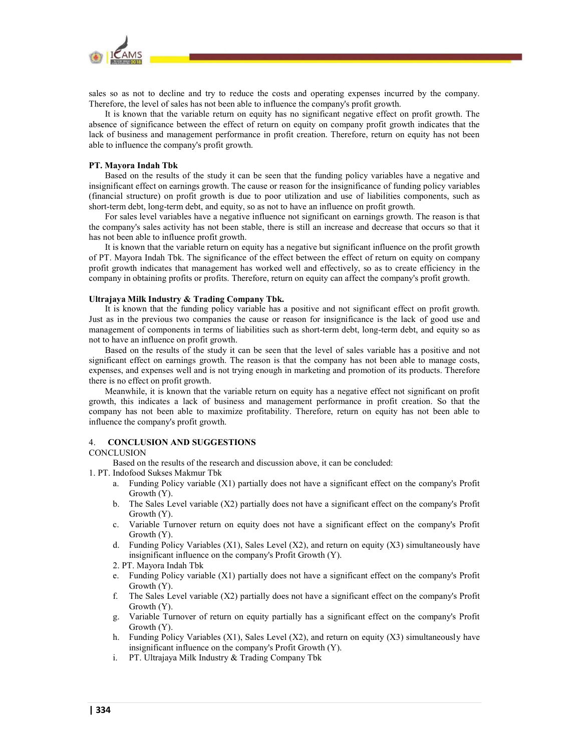sales so as not to decline and try to reduce the costs and operating expenses incurred by the company. Therefore, the level of sales has not been able to influence the company's profit growth.

It is known that the variable return on equity has no significant negative effect on profit growth. The absence of significance between the effect of return on equity on company profit growth indicates that the lack of business and management performance in profit creation. Therefore, return on equity has not been able to influence the company's profit growth.

**PT. Mayora Indah Tbk**

Based on the results of the study it can be seen that the funding policy variables have a negative and insignificant effect on earnings growth. The cause or reason for the insignificance of funding policy variables (financial structure) on profit growth is due to poor utilization and use of liabilities components, such as short-term debt, long-term debt, and equity, so as not to have an influence on profit growth.

For sales level variables have a negative influence not significant on earnings growth. The reason is that the company's sales activity has not been stable, there is still an increase and decrease that occurs so that it has not been able to influence profit growth.

It is known that the variable return on equity has a negative but significant influence on the profit growth of PT. Mayora Indah Tbk. The significance of the effect between the effect of return on equity on company profit growth indicates that management has worked well and effectively, so as to create efficiency in the company in obtaining profits or profits. Therefore, return on equity can affect the company's profit growth.

**Ultrajaya Milk Industry & Trading Company Tbk.**

It is known that the funding policy variable has a positive and not significant effect on profit growth. Just as in the previous two companies the cause or reason for insignificance is the lack of good use and management of components in terms of liabilities such as short-term debt, long-term debt, and equity so as not to have an influence on profit growth.

Based on the results of the study it can be seen that the level of sales variable has a positive and not significant effect on earnings growth. The reason is that the company has not been able to manage costs, expenses, and expenses well and is not trying enough in marketing and promotion of its products. Therefore there is no effect on profit growth.

Meanwhile, it is known that the variable return on equity has a negative effect not significant on profit growth, this indicates a lack of business and management performance in profit creation. So that the company has not been able to maximize profitability. Therefore, return on equity has not been able to influence the company's profit growth.

## 4. CONCLUSION AND SUGGESTIONS

CONCLUSION

Based on the results of the research and discussion above, it can be concluded:

1. PT. Indofood Sukses Makmur Tbk
   a. Funding Policy variable (X1) partially does not have a significant effect on the company's Profit Growth (Y).
   b. The Sales Level variable (X2) partially does not have a significant effect on the company's Profit Growth (Y).
   c. Variable Turnover return on equity does not have a significant effect on the company's Profit Growth (Y).
   d. Funding Policy Variables (X1), Sales Level (X2), and return on equity (X3) simultaneously have insignificant influence on the company's Profit Growth (Y).
2. PT. Mayora Indah Tbk
   e. Funding Policy variable (X1) partially does not have a significant effect on the company's Profit Growth (Y).
   f. The Sales Level variable (X2) partially does not have a significant effect on the company's Profit Growth (Y).
   g. Variable Turnover of return on equity partially has a significant effect on the company's Profit Growth (Y).
   h. Funding Policy Variables (X1), Sales Level (X2), and return on equity (X3) simultaneously have insignificant influence on the company's Profit Growth (Y).
   i. PT. Ultrajaya Milk Industry & Trading Company Tbk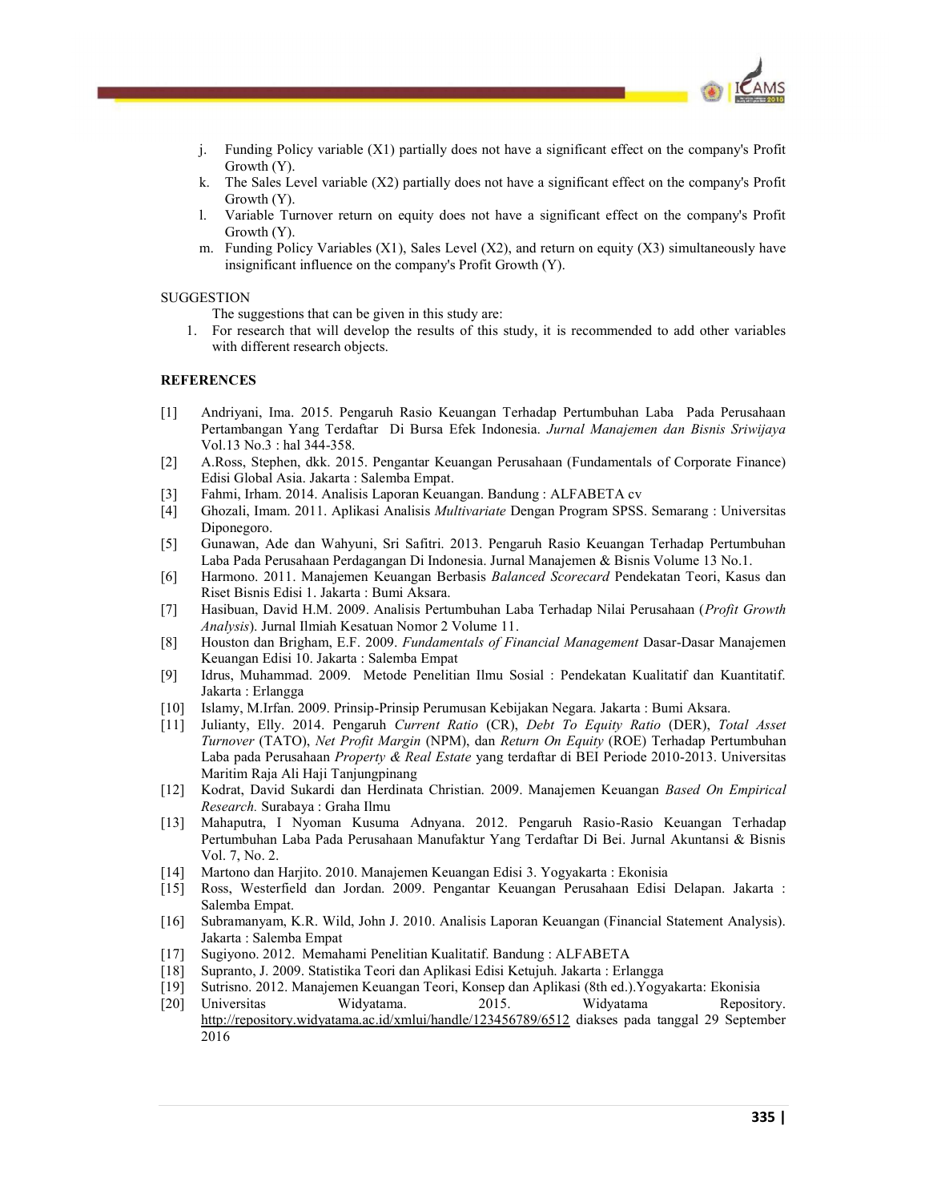j. Funding Policy variable (X1) partially does not have a significant effect on the company's Profit Growth (Y).
k. The Sales Level variable (X2) partially does not have a significant effect on the company's Profit Growth (Y).
l. Variable Turnover return on equity does not have a significant effect on the company's Profit Growth (Y).
m. Funding Policy Variables (X1), Sales Level (X2), and return on equity (X3) simultaneously have insignificant influence on the company's Profit Growth (Y).

SUGGESTION

The suggestions that can be given in this study are:

1. For research that will develop the results of this study, it is recommended to add other variables with different research objects.

**REFERENCES**

[1] Andriyani, Ima. 2015. Pengaruh Rasio Keuangan Terhadap Pertumbuhan Laba Pada Perusahaan Pertambangan Yang Terdaftar Di Bursa Efek Indonesia. *Jurnal Manajemen dan Bisnis Sriwijaya* Vol.13 No.3 : hal 344-358.

[2] A.Ross, Stephen, dkk. 2015. Pengantar Keuangan Perusahaan (Fundamentals of Corporate Finance) Edisi Global Asia. Jakarta : Salemba Empat.

[3] Fahmi, Irham. 2014. Analisis Laporan Keuangan. Bandung : ALFABETA cv

[4] Ghozali, Imam. 2011. Aplikasi Analisis *Multivariate* Dengan Program SPSS. Semarang : Universitas Diponegoro.

[5] Gunawan, Ade dan Wahyuni, Sri Safitri. 2013. Pengaruh Rasio Keuangan Terhadap Pertumbuhan Laba Pada Perusahaan Perdagangan Di Indonesia. Jurnal Manajemen & Bisnis Volume 13 No.1.

[6] Harmono. 2011. Manajemen Keuangan Berbasis *Balanced Scorecard* Pendekatan Teori, Kasus dan Riset Bisnis Edisi 1. Jakarta : Bumi Aksara.

[7] Hasibuan, David H.M. 2009. Analisis Pertumbuhan Laba Terhadap Nilai Perusahaan (*Profit Growth Analysis*). Jurnal Ilmiah Kesatuan Nomor 2 Volume 11.

[8] Houston dan Brigham, E.F. 2009. *Fundamentals of Financial Management* Dasar-Dasar Manajemen Keuangan Edisi 10. Jakarta : Salemba Empat

[9] Idrus, Muhammad. 2009. Metode Penelitian Ilmu Sosial : Pendekatan Kualitatif dan Kuantitatif. Jakarta : Erlangga

[10] Islamy, M.Irfan. 2009. Prinsip-Prinsip Perumusan Kebijakan Negara. Jakarta : Bumi Aksara.

[11] Julianty, Elly. 2014. Pengaruh *Current Ratio* (CR), *Debt To Equity Ratio* (DER), *Total Asset Turnover* (TATO), *Net Profit Margin* (NPM), dan *Return On Equity* (ROE) Terhadap Pertumbuhan Laba pada Perusahaan *Property & Real Estate* yang terdaftar di BEI Periode 2010-2013. Universitas Maritim Raja Ali Haji Tanjungpinang

[12] Kodrat, David Sukardi dan Herdinata Christian. 2009. Manajemen Keuangan *Based On Empirical Research.* Surabaya : Graha Ilmu

[13] Mahaputra, I Nyoman Kusuma Adnyana. 2012. Pengaruh Rasio-Rasio Keuangan Terhadap Pertumbuhan Laba Pada Perusahaan Manufaktur Yang Terdaftar Di Bei. Jurnal Akuntansi & Bisnis Vol. 7, No. 2.

[14] Martono dan Harjito. 2010. Manajemen Keuangan Edisi 3. Yogyakarta : Ekonisia

[15] Ross, Westerfield dan Jordan. 2009. Pengantar Keuangan Perusahaan Edisi Delapan. Jakarta : Salemba Empat.

[16] Subramanyam, K.R. Wild, John J. 2010. Analisis Laporan Keuangan (Financial Statement Analysis). Jakarta : Salemba Empat

[17] Sugiyono. 2012. Memahami Penelitian Kualitatif. Bandung : ALFABETA

[18] Supranto, J. 2009. Statistika Teori dan Aplikasi Edisi Ketujuh. Jakarta : Erlangga

[19] Sutrisno. 2012. Manajemen Keuangan Teori, Konsep dan Aplikasi (8th ed.).Yogyakarta: Ekonisia

[20] Universitas Widyatama. 2015. Widyatama Repository. http://repository.widyatama.ac.id/xmlui/handle/123456789/6512 diakses pada tanggal 29 September 2016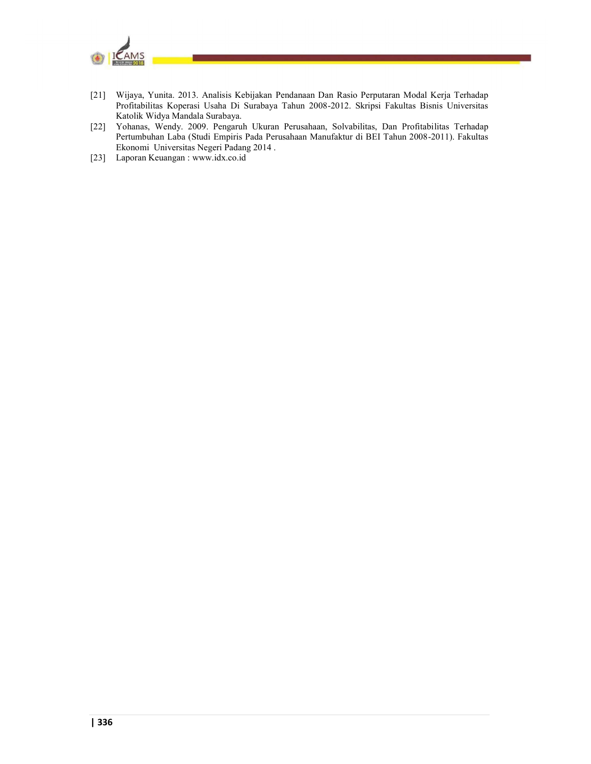[21] Wijaya, Yunita. 2013. Analisis Kebijakan Pendanaan Dan Rasio Perputaran Modal Kerja Terhadap Profitabilitas Koperasi Usaha Di Surabaya Tahun 2008-2012. Skripsi Fakultas Bisnis Universitas Katolik Widya Mandala Surabaya.

[22] Yohanas, Wendy. 2009. Pengaruh Ukuran Perusahaan, Solvabilitas, Dan Profitabilitas Terhadap Pertumbuhan Laba (Studi Empiris Pada Perusahaan Manufaktur di BEI Tahun 2008-2011). Fakultas Ekonomi Universitas Negeri Padang 2014 .

[23] Laporan Keuangan : www.idx.co.id